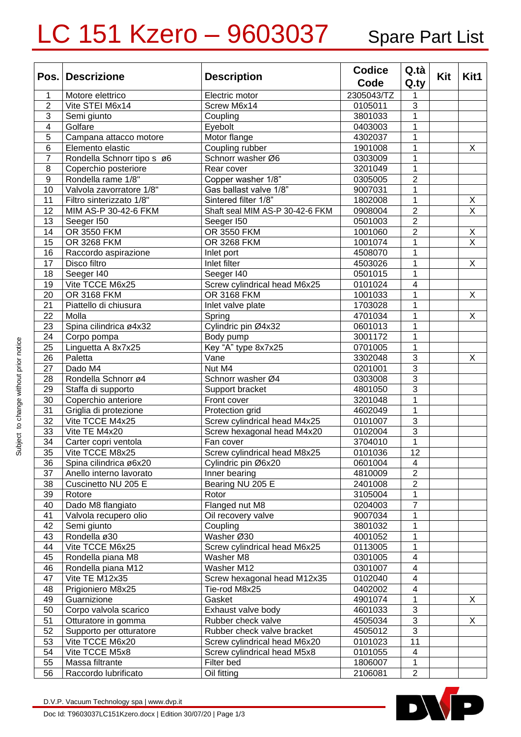# LC 151 Kzero – 9603037 Spare Part List

| Pos. | Descrizione | Description | Codice Code | Q.tà Q.ty | Kit | Kit1 |
|---|---|---|---|---|---|---|
| 1 | Motore elettrico | Electric motor | 2305043/TZ | 1 | | |
| 2 | Vite STEI M6x14 | Screw M6x14 | 0105011 | 3 | | |
| 3 | Semi giunto | Coupling | 3801033 | 1 | | |
| 4 | Golfare | Eyebolt | 0403003 | 1 | | |
| 5 | Campana attacco motore | Motor flange | 4302037 | 1 | | |
| 6 | Elemento elastic | Coupling rubber | 1901008 | 1 | | X |
| 7 | Rondella Schnorr tipo s ø6 | Schnorr washer Ø6 | 0303009 | 1 | | |
| 8 | Coperchio posteriore | Rear cover | 3201049 | 1 | | |
| 9 | Rondella rame 1/8" | Copper washer 1/8" | 0305005 | 2 | | |
| 10 | Valvola zavorratore 1/8" | Gas ballast valve 1/8" | 9007031 | 1 | | |
| 11 | Filtro sinterizzato 1/8" | Sintered filter 1/8" | 1802008 | 1 | | X |
| 12 | MIM AS-P 30-42-6 FKM | Shaft seal MIM AS-P 30-42-6 FKM | 0908004 | 2 | | X |
| 13 | Seeger I50 | Seeger I50 | 0501003 | 2 | | |
| 14 | OR 3550 FKM | OR 3550 FKM | 1001060 | 2 | | X |
| 15 | OR 3268 FKM | OR 3268 FKM | 1001074 | 1 | | X |
| 16 | Raccordo aspirazione | Inlet port | 4508070 | 1 | | |
| 17 | Disco filtro | Inlet filter | 4503026 | 1 | | X |
| 18 | Seeger I40 | Seeger I40 | 0501015 | 1 | | |
| 19 | Vite TCCE M6x25 | Screw cylindrical head M6x25 | 0101024 | 4 | | |
| 20 | OR 3168 FKM | OR 3168 FKM | 1001033 | 1 | | X |
| 21 | Piattello di chiusura | Inlet valve plate | 1703028 | 1 | | |
| 22 | Molla | Spring | 4701034 | 1 | | X |
| 23 | Spina cilindrica ø4x32 | Cylindric pin Ø4x32 | 0601013 | 1 | | |
| 24 | Corpo pompa | Body pump | 3001172 | 1 | | |
| 25 | Linguetta A 8x7x25 | Key "A" type 8x7x25 | 0701005 | 1 | | |
| 26 | Paletta | Vane | 3302048 | 3 | | X |
| 27 | Dado M4 | Nut M4 | 0201001 | 3 | | |
| 28 | Rondella Schnorr ø4 | Schnorr washer Ø4 | 0303008 | 3 | | |
| 29 | Staffa di supporto | Support bracket | 4801050 | 3 | | |
| 30 | Coperchio anteriore | Front cover | 3201048 | 1 | | |
| 31 | Griglia di protezione | Protection grid | 4602049 | 1 | | |
| 32 | Vite TCCE M4x25 | Screw cylindrical head M4x25 | 0101007 | 3 | | |
| 33 | Vite TE M4x20 | Screw hexagonal head M4x20 | 0102004 | 3 | | |
| 34 | Carter copri ventola | Fan cover | 3704010 | 1 | | |
| 35 | Vite TCCE M8x25 | Screw cylindrical head M8x25 | 0101036 | 12 | | |
| 36 | Spina cilindrica ø6x20 | Cylindric pin Ø6x20 | 0601004 | 4 | | |
| 37 | Anello interno lavorato | Inner bearing | 4810009 | 2 | | |
| 38 | Cuscinetto NU 205 E | Bearing NU 205 E | 2401008 | 2 | | |
| 39 | Rotore | Rotor | 3105004 | 1 | | |
| 40 | Dado M8 flangiato | Flanged nut M8 | 0204003 | 7 | | |
| 41 | Valvola recupero olio | Oil recovery valve | 9007034 | 1 | | |
| 42 | Semi giunto | Coupling | 3801032 | 1 | | |
| 43 | Rondella ø30 | Washer Ø30 | 4001052 | 1 | | |
| 44 | Vite TCCE M6x25 | Screw cylindrical head M6x25 | 0113005 | 1 | | |
| 45 | Rondella piana M8 | Washer M8 | 0301005 | 4 | | |
| 46 | Rondella piana M12 | Washer M12 | 0301007 | 4 | | |
| 47 | Vite TE M12x35 | Screw hexagonal head M12x35 | 0102040 | 4 | | |
| 48 | Prigioniero M8x25 | Tie-rod M8x25 | 0402002 | 4 | | |
| 49 | Guarnizione | Gasket | 4901074 | 1 | | X |
| 50 | Corpo valvola scarico | Exhaust valve body | 4601033 | 3 | | |
| 51 | Otturatore in gomma | Rubber check valve | 4505034 | 3 | | X |
| 52 | Supporto per otturatore | Rubber check valve bracket | 4505012 | 3 | | |
| 53 | Vite TCCE M6x20 | Screw cylindrical head M6x20 | 0101023 | 11 | | |
| 54 | Vite TCCE M5x8 | Screw cylindrical head M5x8 | 0101055 | 4 | | |
| 55 | Massa filtrante | Filter bed | 1806007 | 1 | | |
| 56 | Raccordo lubrificato | Oil fitting | 2106081 | 2 | | |

Subject to change without prior notice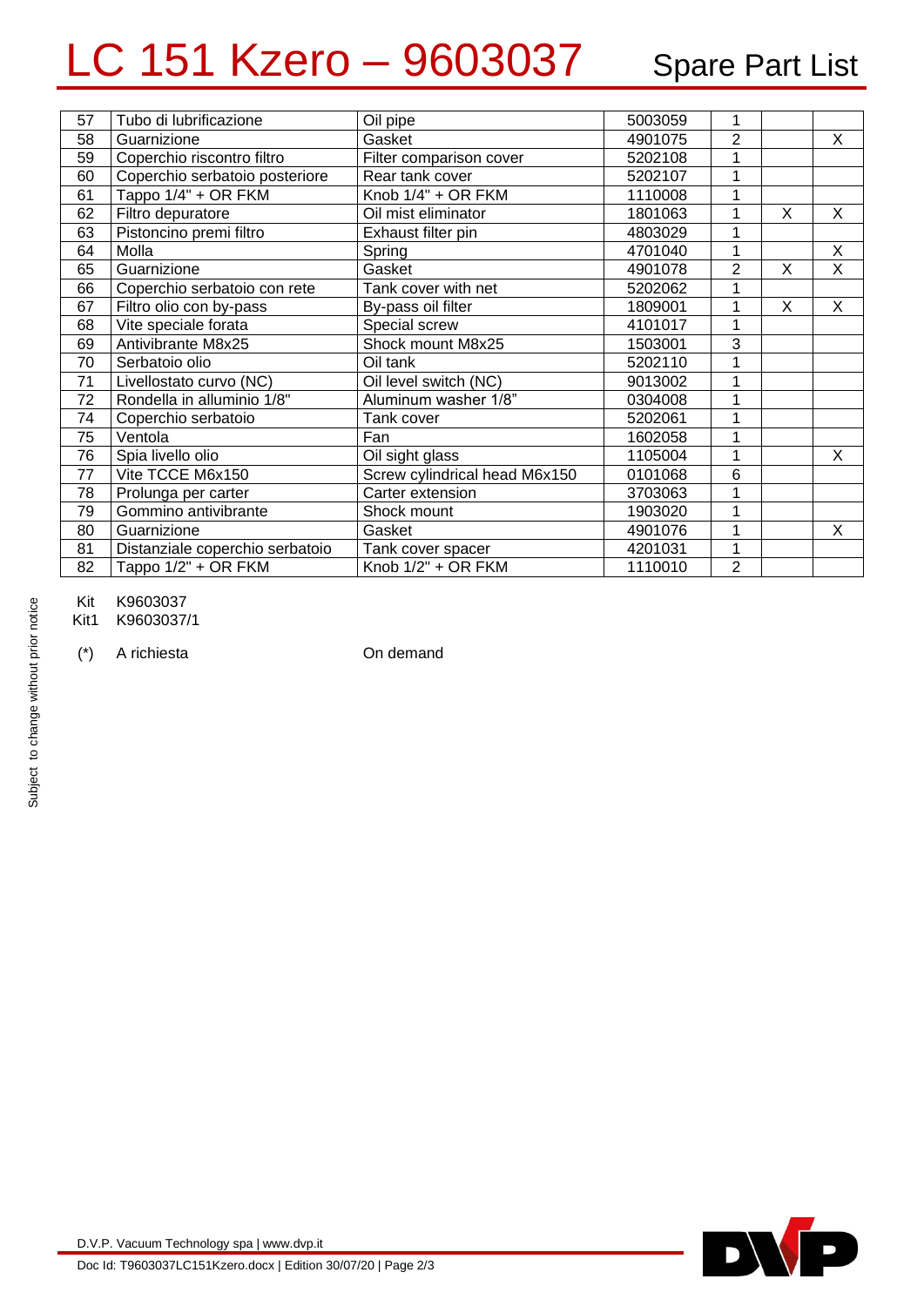# LC 151 Kzero – 9603037 Spare Part List

| | | | | | | |
|---|---|---|---|---|---|---|
| 57 | Tubo di lubrificazione | Oil pipe | 5003059 | 1 | | |
| 58 | Guarnizione | Gasket | 4901075 | 2 | | X |
| 59 | Coperchio riscontro filtro | Filter comparison cover | 5202108 | 1 | | |
| 60 | Coperchio serbatoio posteriore | Rear tank cover | 5202107 | 1 | | |
| 61 | Tappo 1/4" + OR FKM | Knob 1/4" + OR FKM | 1110008 | 1 | | |
| 62 | Filtro depuratore | Oil mist eliminator | 1801063 | 1 | X | X |
| 63 | Pistoncino premi filtro | Exhaust filter pin | 4803029 | 1 | | |
| 64 | Molla | Spring | 4701040 | 1 | | X |
| 65 | Guarnizione | Gasket | 4901078 | 2 | X | X |
| 66 | Coperchio serbatoio con rete | Tank cover with net | 5202062 | 1 | | |
| 67 | Filtro olio con by-pass | By-pass oil filter | 1809001 | 1 | X | X |
| 68 | Vite speciale forata | Special screw | 4101017 | 1 | | |
| 69 | Antivibrante M8x25 | Shock mount M8x25 | 1503001 | 3 | | |
| 70 | Serbatoio olio | Oil tank | 5202110 | 1 | | |
| 71 | Livellostato curvo (NC) | Oil level switch (NC) | 9013002 | 1 | | |
| 72 | Rondella in alluminio 1/8" | Aluminum washer 1/8" | 0304008 | 1 | | |
| 74 | Coperchio serbatoio | Tank cover | 5202061 | 1 | | |
| 75 | Ventola | Fan | 1602058 | 1 | | |
| 76 | Spia livello olio | Oil sight glass | 1105004 | 1 | | X |
| 77 | Vite TCCE M6x150 | Screw cylindrical head M6x150 | 0101068 | 6 | | |
| 78 | Prolunga per carter | Carter extension | 3703063 | 1 | | |
| 79 | Gommino antivibrante | Shock mount | 1903020 | 1 | | |
| 80 | Guarnizione | Gasket | 4901076 | 1 | | X |
| 81 | Distanziale coperchio serbatoio | Tank cover spacer | 4201031 | 1 | | |
| 82 | Tappo 1/2" + OR FKM | Knob 1/2" + OR FKM | 1110010 | 2 | | |

Kit K9603037
Kit1 K9603037/1

(*) A richiesta — On demand

Subject to change without prior notice

D.V.P. Vacuum Technology spa | www.dvp.it
Doc Id: T9603037LC151Kzero.docx | Edition 30/07/20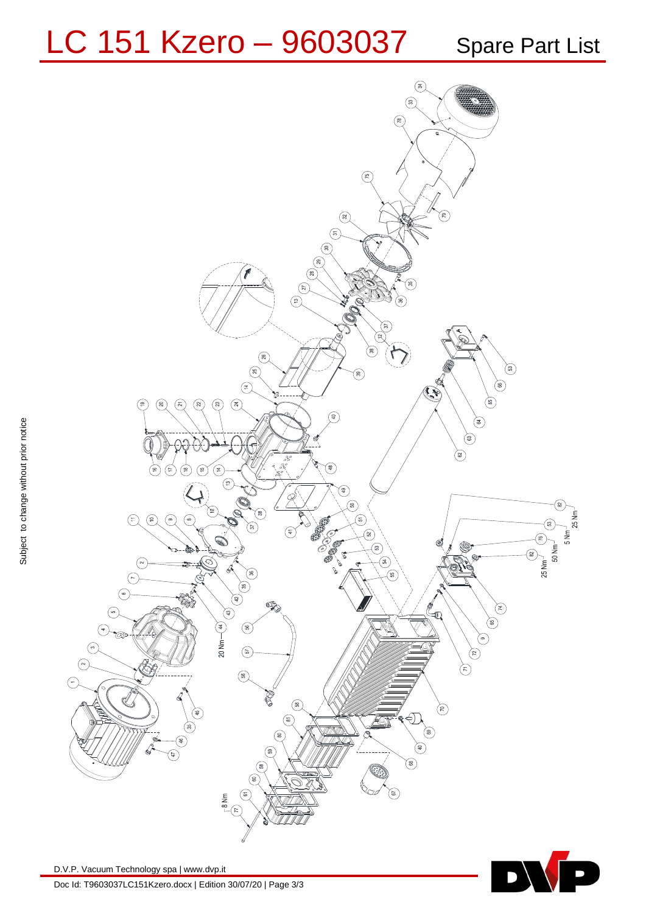# LC 151 Kzero – 9603037 Spare Part List

Subject to change without prior notice

1
2
3
4
5
6
7
8
9
10
11
12
13
14
15
16
17
18
19
20
21
22
23
24
25
26
27
28
29
30
31
32
33
34
35
36
37
38
39
40
41
42
43
44
45
46
47
48
49
50
51
52
53
54
55
56
57
58
59
60
61
62
63
64
65
66
67
68
69
70
71
72
74
75
76
77
78
79
80
81
82

20 Nm
8 Nm
25 Nm
5 Nm
50 Nm
25 Nm

D.V.P. Vacuum Technology spa | www.dvp.it

Doc Id: T9603037LC151Kzero.docx | Edition 30/07/20 | Page 3/3